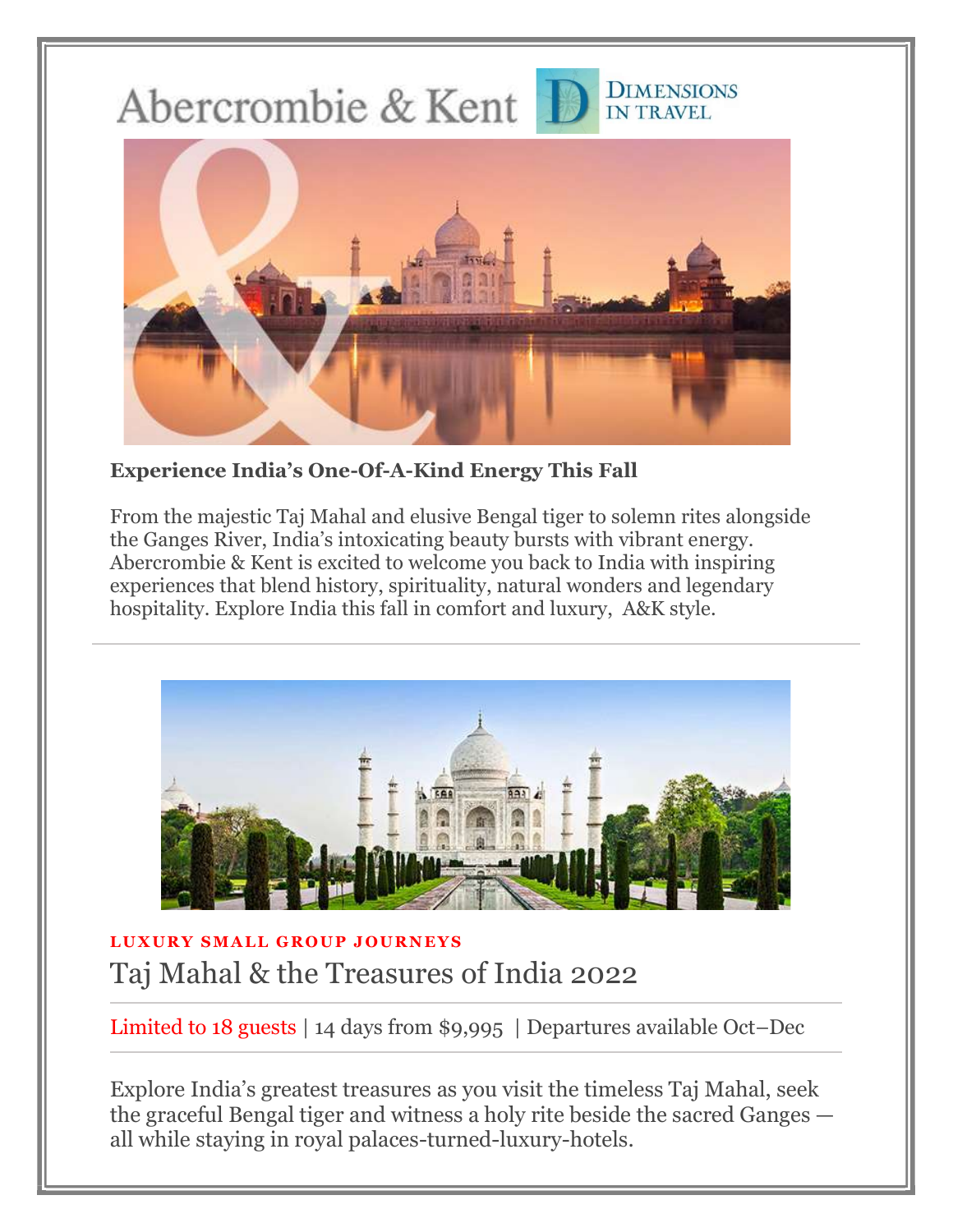Abercrombie & Kent | DIMENSIONS IN TRAVEL

**Experience India's One-Of-A-Kind Energy This Fall**

From the majestic Taj Mahal and elusive Bengal tiger to solemn rites alongside the Ganges River, India's intoxicating beauty bursts with vibrant energy. Abercrombie & Kent is excited to welcome you back to India with inspiring experiences that blend history, spirituality, natural wonders and legendary hospitality. Explore India this fall in comfort and luxury, A&K style.

---

**LUXURY SMALL GROUP JOURNEYS**

## Taj Mahal & the Treasures of India 2022

Limited to 18 guests | 14 days from $9,995 | Departures available Oct–Dec

Explore India's greatest treasures as you visit the timeless Taj Mahal, seek the graceful Bengal tiger and witness a holy rite beside the sacred Ganges — all while staying in royal palaces-turned-luxury-hotels.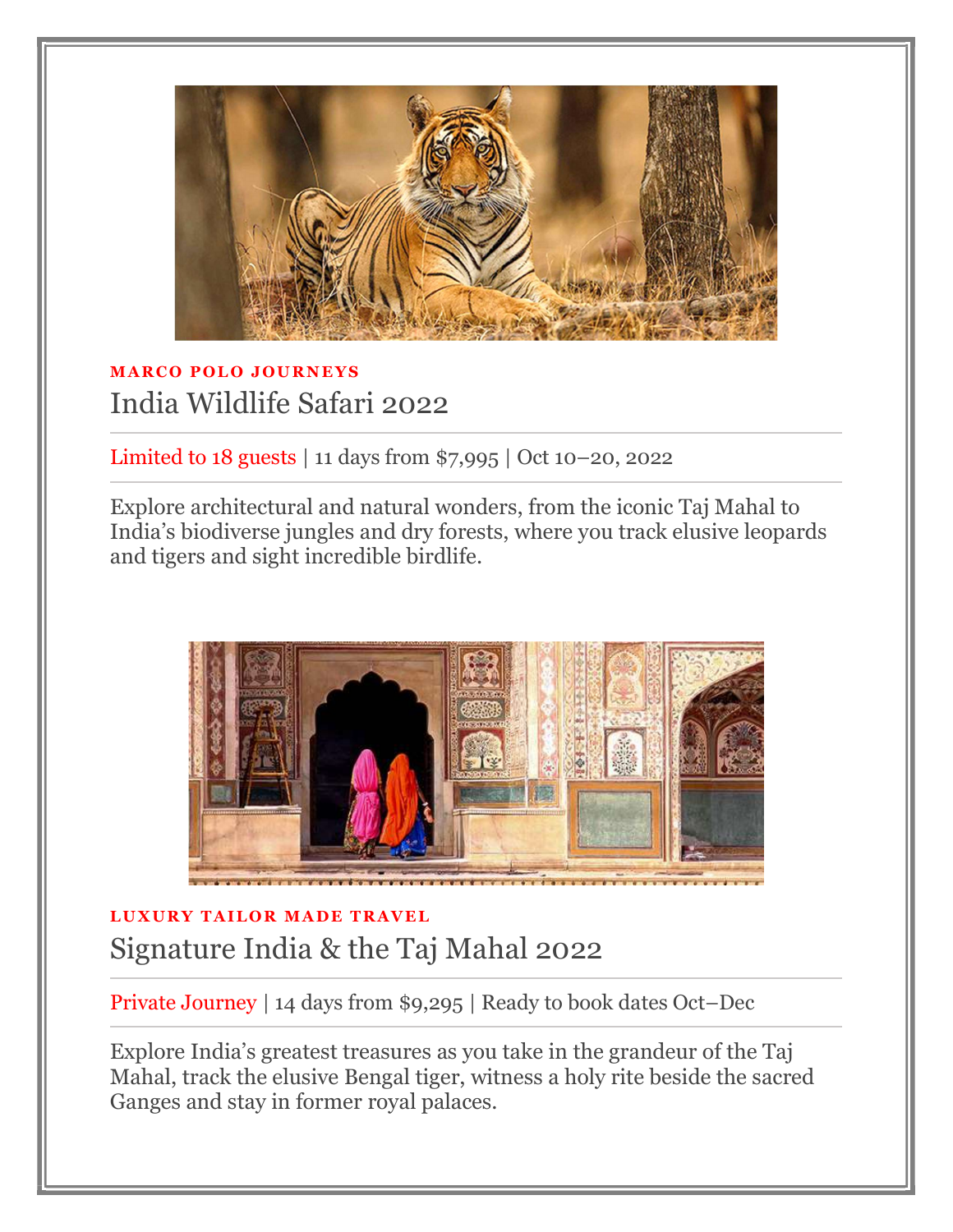**MARCO POLO JOURNEYS**

## India Wildlife Safari 2022

Limited to 18 guests | 11 days from $7,995 | Oct 10–20, 2022

Explore architectural and natural wonders, from the iconic Taj Mahal to India's biodiverse jungles and dry forests, where you track elusive leopards and tigers and sight incredible birdlife.

**LUXURY TAILOR MADE TRAVEL**

## Signature India & the Taj Mahal 2022

Private Journey | 14 days from $9,295 | Ready to book dates Oct–Dec

Explore India's greatest treasures as you take in the grandeur of the Taj Mahal, track the elusive Bengal tiger, witness a holy rite beside the sacred Ganges and stay in former royal palaces.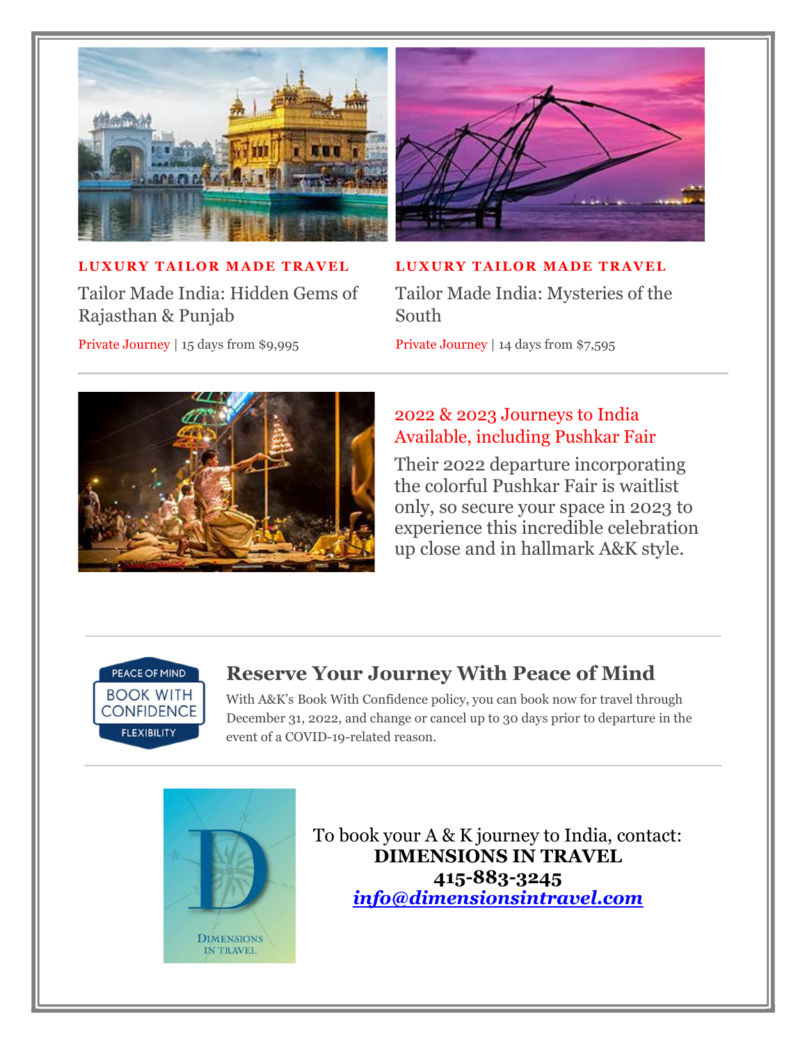**LUXURY TAILOR MADE TRAVEL**

Tailor Made India: Hidden Gems of Rajasthan & Punjab

Private Journey | 15 days from $9,995

**LUXURY TAILOR MADE TRAVEL**

Tailor Made India: Mysteries of the South

Private Journey | 14 days from $7,595

2022 & 2023 Journeys to India Available, including Pushkar Fair

Their 2022 departure incorporating the colorful Pushkar Fair is waitlist only, so secure your space in 2023 to experience this incredible celebration up close and in hallmark A&K style.

PEACE OF MIND
BOOK WITH CONFIDENCE
FLEXIBILITY

## Reserve Your Journey With Peace of Mind

With A&K's Book With Confidence policy, you can book now for travel through December 31, 2022, and change or cancel up to 30 days prior to departure in the event of a COVID-19-related reason.

DIMENSIONS IN TRAVEL

To book your A & K journey to India, contact:
**DIMENSIONS IN TRAVEL**
**415-883-3245**
***info@dimensionsintravel.com***